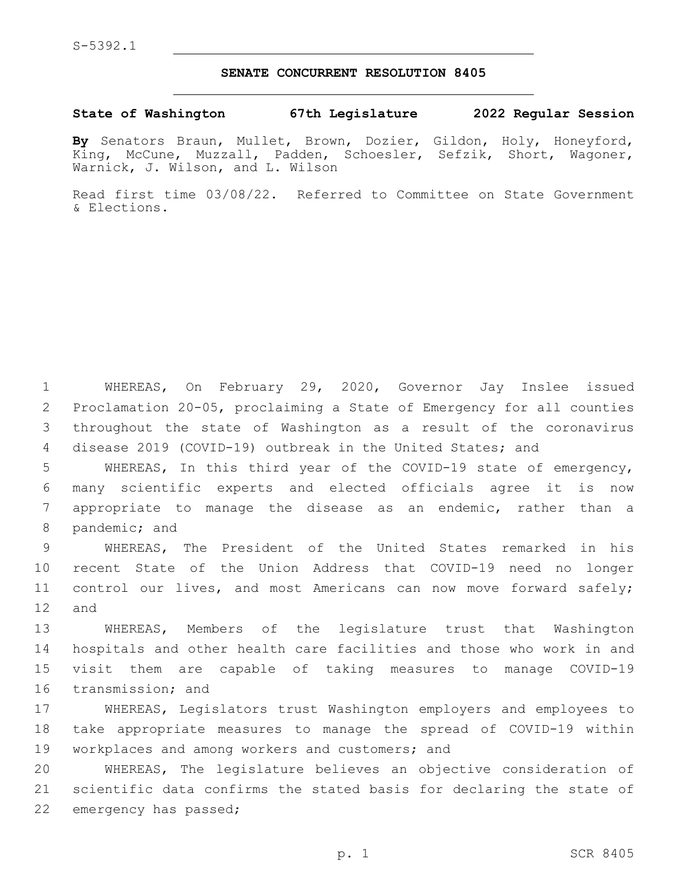S-5392.1

# SENATE CONCURRENT RESOLUTION 8405

**State of Washington 67th Legislature 2022 Regular Session**

**By** Senators Braun, Mullet, Brown, Dozier, Gildon, Holy, Honeyford, King, McCune, Muzzall, Padden, Schoesler, Sefzik, Short, Wagoner, Warnick, J. Wilson, and L. Wilson

Read first time 03/08/22. Referred to Committee on State Government & Elections.

WHEREAS, On February 29, 2020, Governor Jay Inslee issued Proclamation 20-05, proclaiming a State of Emergency for all counties throughout the state of Washington as a result of the coronavirus disease 2019 (COVID-19) outbreak in the United States; and

WHEREAS, In this third year of the COVID-19 state of emergency, many scientific experts and elected officials agree it is now appropriate to manage the disease as an endemic, rather than a pandemic; and

WHEREAS, The President of the United States remarked in his recent State of the Union Address that COVID-19 need no longer control our lives, and most Americans can now move forward safely; and

WHEREAS, Members of the legislature trust that Washington hospitals and other health care facilities and those who work in and visit them are capable of taking measures to manage COVID-19 transmission; and

WHEREAS, Legislators trust Washington employers and employees to take appropriate measures to manage the spread of COVID-19 within workplaces and among workers and customers; and

WHEREAS, The legislature believes an objective consideration of scientific data confirms the stated basis for declaring the state of emergency has passed;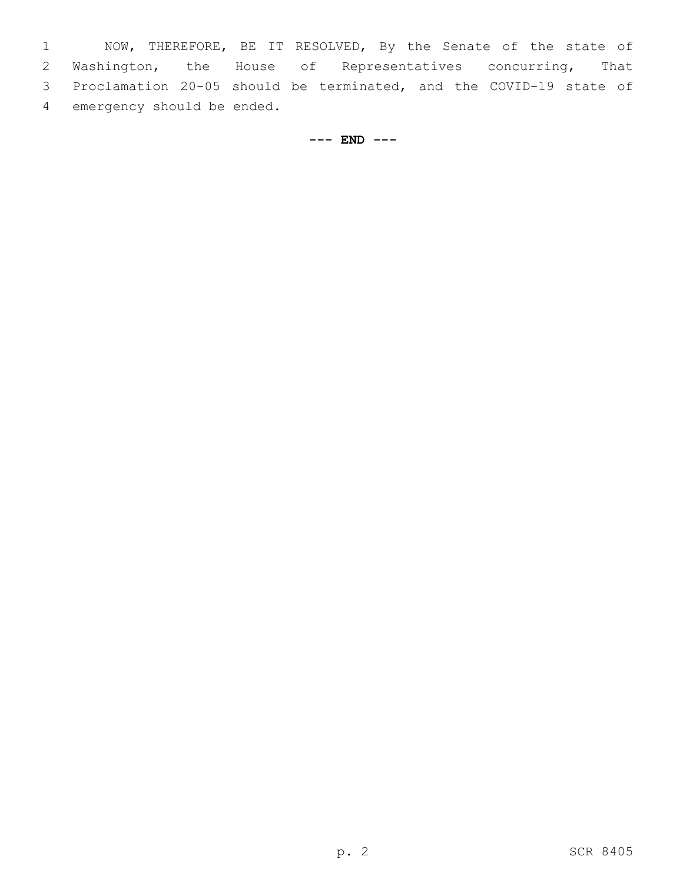NOW, THEREFORE, BE IT RESOLVED, By the Senate of the state of Washington, the House of Representatives concurring, That Proclamation 20-05 should be terminated, and the COVID-19 state of emergency should be ended.

**--- END ---**